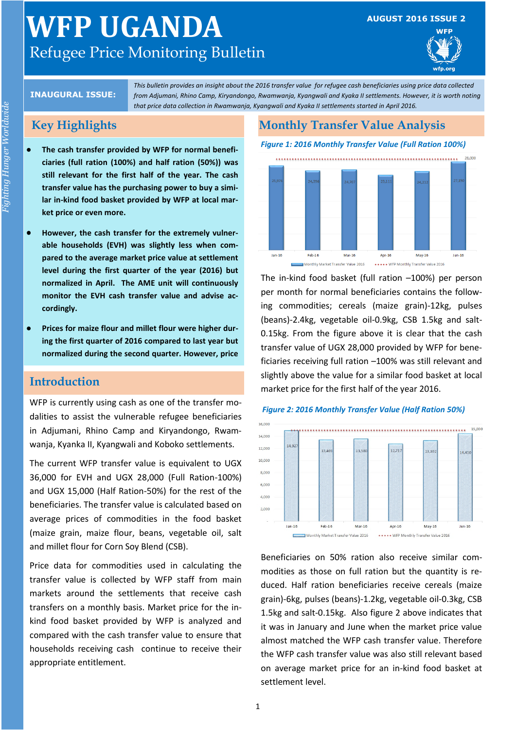# WFP UGANDA

## Refugee Price Monitoring Bulletin

AUGUST 2016 ISSUE 2

**INAUGURAL ISSUE:** *This bulletin provides an insight about the 2016 transfer value for refugee cash beneficiaries using price data collected from Adjumani, Rhino Camp, Kiryandongo, Rwamwanja, Kyangwali and Kyaka II settlements. However, it is worth noting that price data collection in Rwamwanja, Kyangwali and Kyaka II settlements started in April 2016.*

## Key Highlights

- **The cash transfer provided by WFP for normal beneficiaries (full ration (100%) and half ration (50%)) was still relevant for the first half of the year. The cash transfer value has the purchasing power to buy a similar in-kind food basket provided by WFP at local market price or even more.**
- **However, the cash transfer for the extremely vulnerable households (EVH) was slightly less when compared to the average market price value at settlement level during the first quarter of the year (2016) but normalized in April. The AME unit will continuously monitor the EVH cash transfer value and advise accordingly.**
- **Prices for maize flour and millet flour were higher during the first quarter of 2016 compared to last year but normalized during the second quarter. However, price**

## Introduction

WFP is currently using cash as one of the transfer modalities to assist the vulnerable refugee beneficiaries in Adjumani, Rhino Camp and Kiryandongo, Rwamwanja, Kyanka II, Kyangwali and Koboko settlements.

The current WFP transfer value is equivalent to UGX 36,000 for EVH and UGX 28,000 (Full Ration-100%) and UGX 15,000 (Half Ration-50%) for the rest of the beneficiaries. The transfer value is calculated based on average prices of commodities in the food basket (maize grain, maize flour, beans, vegetable oil, salt and millet flour for Corn Soy Blend (CSB).

Price data for commodities used in calculating the transfer value is collected by WFP staff from main markets around the settlements that receive cash transfers on a monthly basis. Market price for the in-kind food basket provided by WFP is analyzed and compared with the cash transfer value to ensure that households receiving cash continue to receive their appropriate entitlement.

## Monthly Transfer Value Analysis

*Figure 1: 2016 Monthly Transfer Value (Full Ration 100%)*

| Month | Monthly Market Transfer Value 2016 | WFP Monthly Transfer Value 2016 |
|---|---|---|
| Jan-16 | 25,976 | 28,000 |
| Feb-16 | 24,356 | 28,000 |
| Mar-16 | 24,707 | 28,000 |
| Apr-16 | 23,111 | 28,000 |
| May-16 | 24,212 | 28,000 |
| Jun-16 | 27,150 | 28,000 |

The in-kind food basket (full ration –100%) per person per month for normal beneficiaries contains the following commodities; cereals (maize grain)-12kg, pulses (beans)-2.4kg, vegetable oil-0.9kg, CSB 1.5kg and salt-0.15kg. From the figure above it is clear that the cash transfer value of UGX 28,000 provided by WFP for beneficiaries receiving full ration –100% was still relevant and slightly above the value for a similar food basket at local market price for the first half of the year 2016.

*Figure 2: 2016 Monthly Transfer Value (Half Ration 50%)*

| Month | Monthly Market Transfer Value 2016 | WFP Monthly Transfer Value 2016 |
|---|---|---|
| Jan-16 | 14,927 | 15,000 |
| Feb-16 | 13,401 | 15,000 |
| Mar-16 | 13,580 | 15,000 |
| Apr-16 | 12,717 | 15,000 |
| May-16 | 13,302 | 15,000 |
| Jun-16 | 14,410 | 15,000 |

Beneficiaries on 50% ration also receive similar commodities as those on full ration but the quantity is reduced. Half ration beneficiaries receive cereals (maize grain)-6kg, pulses (beans)-1.2kg, vegetable oil-0.3kg, CSB 1.5kg and salt-0.15kg. Also figure 2 above indicates that it was in January and June when the market price value almost matched the WFP cash transfer value. Therefore the WFP cash transfer value was also still relevant based on average market price for an in-kind food basket at settlement level.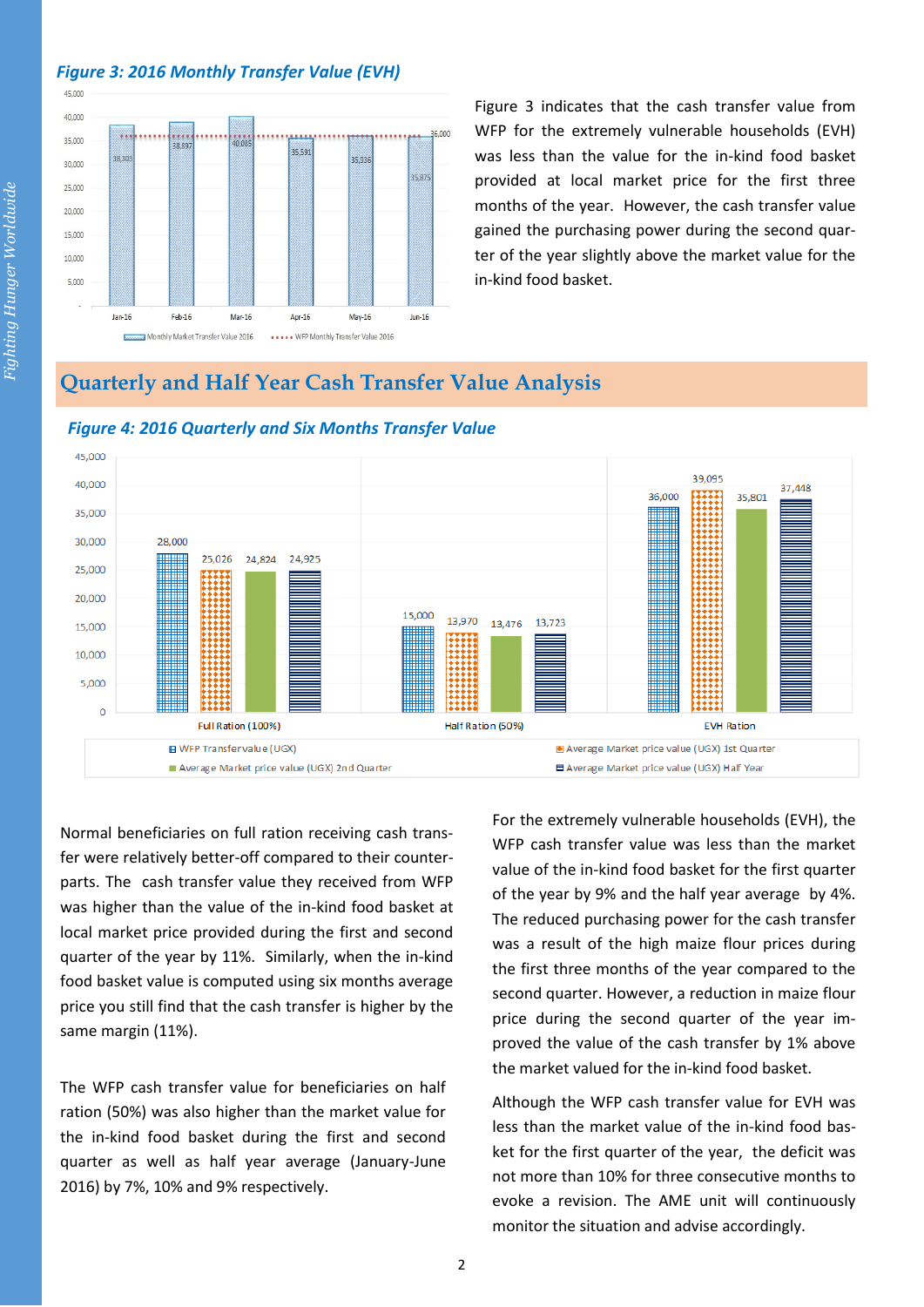*Figure 3: 2016 Monthly Transfer Value (EVH)*

| | Jan-16 | Feb-16 | Mar-16 | Apr-16 | May-16 | Jun-16 |
|---|---|---|---|---|---|---|
| Monthly Market Transfer Value 2016 | 38,303 | 38,897 | 40,085 | 35,591 | 35,936 | 35,875 |
| WFP Monthly Transfer Value 2016 | 36,000 | 36,000 | 36,000 | 36,000 | 36,000 | 36,000 |

Figure 3 indicates that the cash transfer value from WFP for the extremely vulnerable households (EVH) was less than the value for the in-kind food basket provided at local market price for the first three months of the year. However, the cash transfer value gained the purchasing power during the second quarter of the year slightly above the market value for the in-kind food basket.

## Quarterly and Half Year Cash Transfer Value Analysis

*Figure 4: 2016 Quarterly and Six Months Transfer Value*

| | Full Ration (100%) | Half Ration (50%) | EVH Ration |
|---|---|---|---|
| WFP Transfer value (UGX) | 28,000 | 15,000 | 36,000 |
| Average Market price value (UGX) 1st Quarter | 25,026 | 13,970 | 39,095 |
| Average Market price value (UGX) 2nd Quarter | 24,824 | 13,476 | 35,801 |
| Average Market price value (UGX) Half Year | 24,925 | 13,723 | 37,448 |

Normal beneficiaries on full ration receiving cash transfer were relatively better-off compared to their counterparts. The cash transfer value they received from WFP was higher than the value of the in-kind food basket at local market price provided during the first and second quarter of the year by 11%. Similarly, when the in-kind food basket value is computed using six months average price you still find that the cash transfer is higher by the same margin (11%).

The WFP cash transfer value for beneficiaries on half ration (50%) was also higher than the market value for the in-kind food basket during the first and second quarter as well as half year average (January-June 2016) by 7%, 10% and 9% respectively.

For the extremely vulnerable households (EVH), the WFP cash transfer value was less than the market value of the in-kind food basket for the first quarter of the year by 9% and the half year average by 4%. The reduced purchasing power for the cash transfer was a result of the high maize flour prices during the first three months of the year compared to the second quarter. However, a reduction in maize flour price during the second quarter of the year improved the value of the cash transfer by 1% above the market valued for the in-kind food basket.

Although the WFP cash transfer value for EVH was less than the market value of the in-kind food basket for the first quarter of the year, the deficit was not more than 10% for three consecutive months to evoke a revision. The AME unit will continuously monitor the situation and advise accordingly.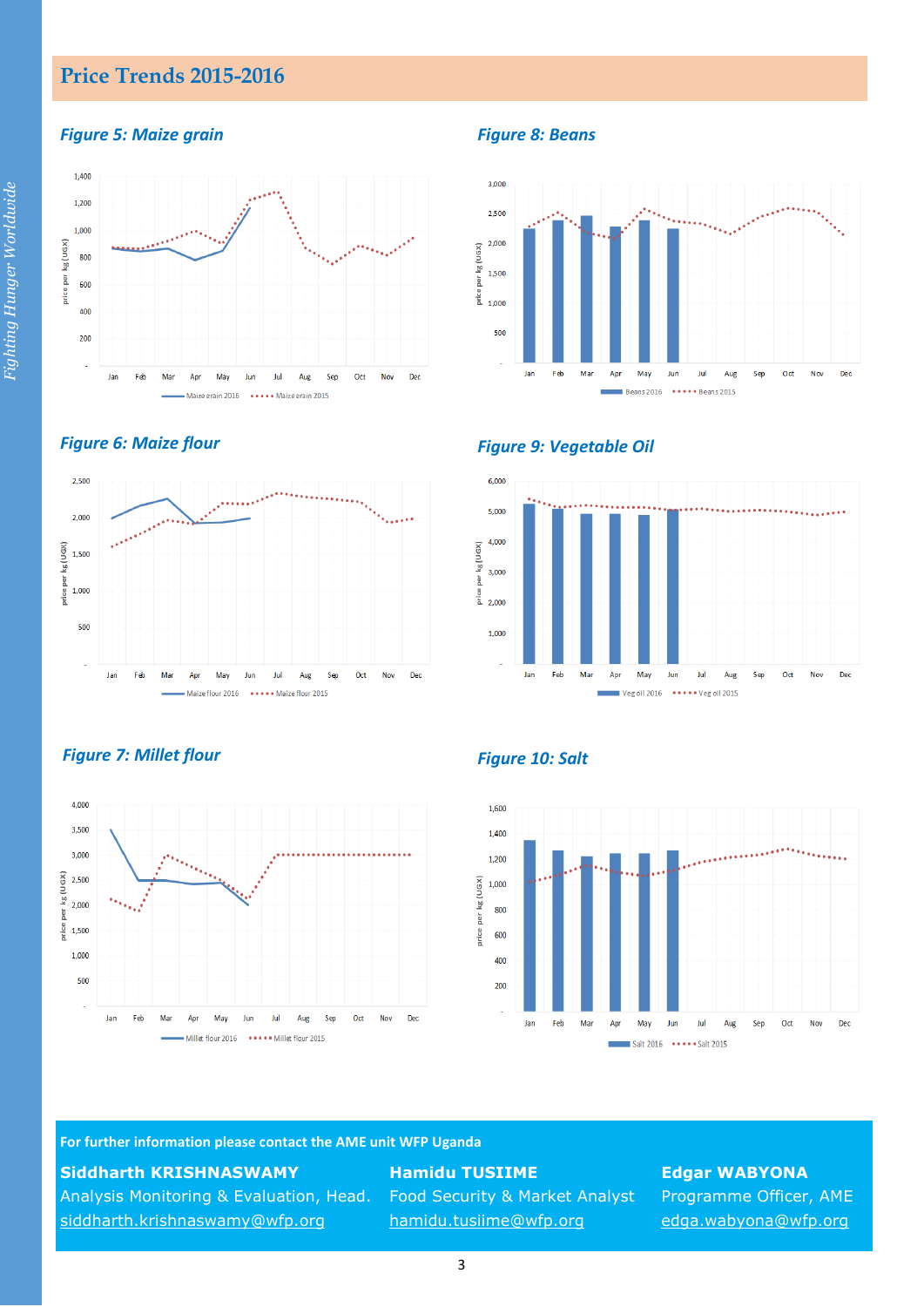## Price Trends 2015-2016

### Figure 5: Maize grain

1,400
1,200
1,000
800
600
400
200
-
price per kg (UGX)
Jan Feb Mar Apr May Jun Jul Aug Sep Oct Nov Dec
Maize grain 2016 Maize grain 2015

### Figure 6: Maize flour

2,500
2,000
1,500
1,000
500
-
price per kg (UGX)
Jan Feb Mar Apr May Jun Jul Aug Sep Oct Nov Dec
Maize flour 2016 Maize flour 2015

### Figure 7: Millet flour

4,000
3,500
3,000
2,500
2,000
1,500
1,000
500
-
price per kg (UGX)
Jan Feb Mar Apr May Jun Jul Aug Sep Oct Nov Dec
Millet flour 2016 Millet flour 2015

### Figure 8: Beans

3,000
2,500
2,000
1,500
1,000
500
-
price per kg (UGX)
Jan Feb Mar Apr May Jun Jul Aug Sep Oct Nov Dec
Beans 2016 Beans 2015

### Figure 9: Vegetable Oil

6,000
5,000
4,000
3,000
2,000
1,000
-
price per kg (UGX)
Jan Feb Mar Apr May Jun Jul Aug Sep Oct Nov Dec
Veg oil 2016 Veg oil 2015

### Figure 10: Salt

1,600
1,400
1,200
1,000
800
600
400
200
-
price per kg (UGX)
Jan Feb Mar Apr May Jun Jul Aug Sep Oct Nov Dec
Salt 2016 Salt 2015

**For further information please contact the AME unit WFP Uganda**

**Siddharth KRISHNASWAMY**
Analysis Monitoring & Evaluation, Head.
siddharth.krishnaswamy@wfp.org

**Hamidu TUSIIME**
Food Security & Market Analyst
hamidu.tusiime@wfp.org

**Edgar WABYONA**
Programme Officer, AME
edga.wabyona@wfp.org